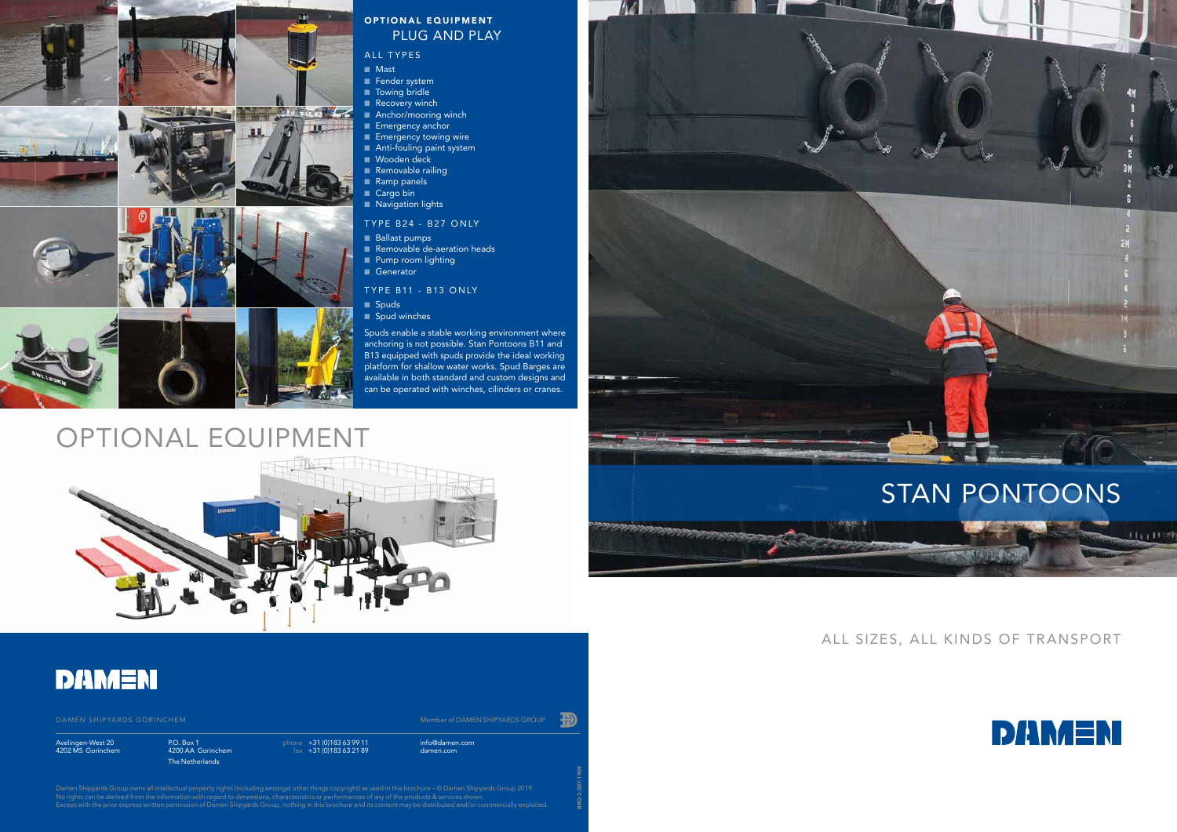## OPTIONAL EQUIPMENT
### PLUG AND PLAY

ALL TYPES

- Mast
- Fender system
- Towing bridle
- Recovery winch
- Anchor/mooring winch
- Emergency anchor
- Emergency towing wire
- Anti-fouling paint system
- Wooden deck
- Removable railing
- Ramp panels
- Cargo bin
- Navigation lights

TYPE B24 - B27 ONLY

- Ballast pumps
- Removable de-aeration heads
- Pump room lighting
- Generator

TYPE B11 - B13 ONLY

- Spuds
- Spud winches

Spuds enable a stable working environment where anchoring is not possible. Stan Pontoons B11 and B13 equipped with spuds provide the ideal working platform for shallow water works. Spud Barges are available in both standard and custom designs and can be operated with winches, cilinders or cranes.

# OPTIONAL EQUIPMENT

DAMEN

DAMEN SHIPYARDS GORINCHEM

Member of DAMEN SHIPYARDS GROUP

Avelingen-West 20
4202 MS Gorinchem

P.O. Box 1
4200 AA Gorinchem
The Netherlands

phone +31 (0)183 63 99 11
fax +31 (0)183 63 21 89

info@damen.com
damen.com

Damen Shipyards Group owns all intellectual property rights (including amongst other things copyright) as used in this brochure – © Damen Shipyards Group 2019.
No rights can be derived from the information with regard to dimensions, characteristics or performances of any of the products & services shown.
Except with the prior express written permission of Damen Shipyards Group, nothing in this brochure and its content may be distributed and/or commercially exploited.

BRO-3-007-1909

# STAN PONTOONS

ALL SIZES, ALL KINDS OF TRANSPORT

DAMEN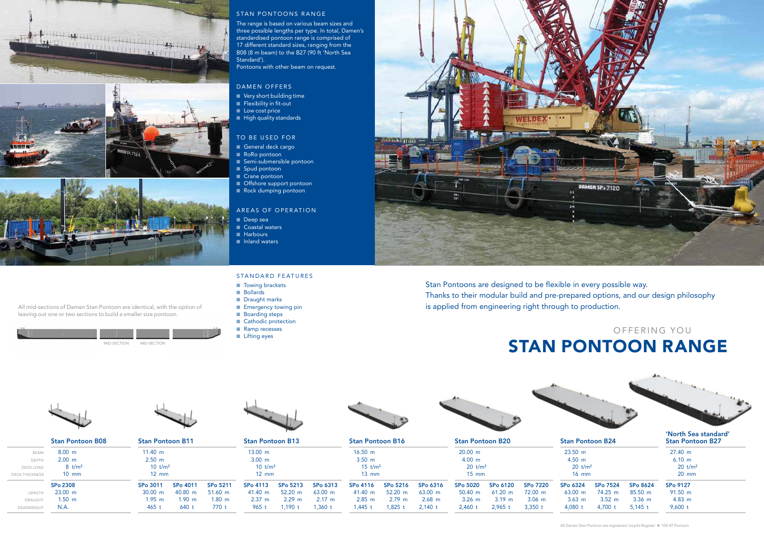## STAN PONTOONS RANGE

The range is based on various beam sizes and three possible lengths per type. In total, Damen's standardised pontoon range is comprised of 17 different standard sizes, ranging from the B08 (8 m beam) to the B27 (90 ft 'North Sea Standard').
Pontoons with other beam on request.

### DAMEN OFFERS

- Very short building time
- Flexibility in fit-out
- Low cost price
- High quality standards

### TO BE USED FOR

- General deck cargo
- RoRo pontoon
- Semi-submersible pontoon
- Spud pontoon
- Crane pontoon
- Offshore support pontoon
- Rock dumping pontoon

### AREAS OF OPERATION

- Deep sea
- Coastal waters
- Harbours
- Inland waters

### STANDARD FEATURES

- Towing brackets
- Bollards
- Draught marks
- Emergency towing pin
- Boarding steps
- Cathodic protection
- Ramp recesses
- Lifting eyes

All mid-sections of Damen Stan Pontoon are identical, with the option of leaving out one or two sections to build a smaller size pontoon.

MID-SECTION MID-SECTION

Stan Pontoons are designed to be flexible in every possible way.
Thanks to their modular build and pre-prepared options, and our design philosophy is applied from engineering right through to production.

OFFERING YOU

# STAN PONTOON RANGE

| | Stan Pontoon B08 | Stan Pontoon B11 | | | Stan Pontoon B13 | | | Stan Pontoon B16 | | | Stan Pontoon B20 | | | Stan Pontoon B24 | | | 'North Sea standard' Stan Pontoon B27 |
|---|---|---|---|---|---|---|---|---|---|---|---|---|---|---|---|---|---|
| BEAM | 8.00 m | 11.40 m | | | 13.00 m | | | 16.50 m | | | 20.00 m | | | 23.50 m | | | 27.40 m |
| DEPTH | 2.00 m | 2.50 m | | | 3.00 m | | | 3.50 m | | | 4.00 m | | | 4.50 m | | | 6.10 m |
| DECK LOAD | 8 t/m² | 10 t/m² | | | 10 t/m² | | | 15 t/m² | | | 20 t/m² | | | 20 t/m² | | | 20 t/m² |
| DECK THICKNESS | 10 mm | 12 mm | | | 12 mm | | | 13 mm | | | 15 mm | | | 16 mm | | | 20 mm |
| | **SPo 2308** | **SPo 3011** | **SPo 4011** | **SPo 5211** | **SPo 4113** | **SPo 5213** | **SPo 6313** | **SPo 4116** | **SPo 5216** | **SPo 6316** | **SPo 5020** | **SPo 6120** | **SPo 7220** | **SPo 6324** | **SPo 7524** | **SPo 8624** | **SPo 9127** |
| LENGTH | 23.00 m | 30.00 m | 40.80 m | 51.60 m | 41.40 m | 52.20 m | 63.00 m | 41.40 m | 52.20 m | 63.00 m | 50.40 m | 61.20 m | 72.00 m | 63.00 m | 74.25 m | 85.50 m | 91.50 m |
| DRAUGHT | 1.50 m | 1.95 m | 1.90 m | 1.80 m | 2.37 m | 2.29 m | 2.17 m | 2.85 m | 2.79 m | 2.68 m | 3.26 m | 3.19 m | 3.06 m | 3.63 m | 3.52 m | 3.36 m | 4.83 m |
| DEADWEIGHT | N.A. | 465 t | 640 t | 770 t | 965 t | 1,190 t | 1,360 t | 1,445 t | 1,825 t | 2,140 t | 2,460 t | 2,965 t | 3,350 t | 4,080 t | 4,700 t | 5,145 t | 9,600 t |

All Damen Stan Pontoon are registered: Lloyd's Register ✠ 100 AT Pontoon